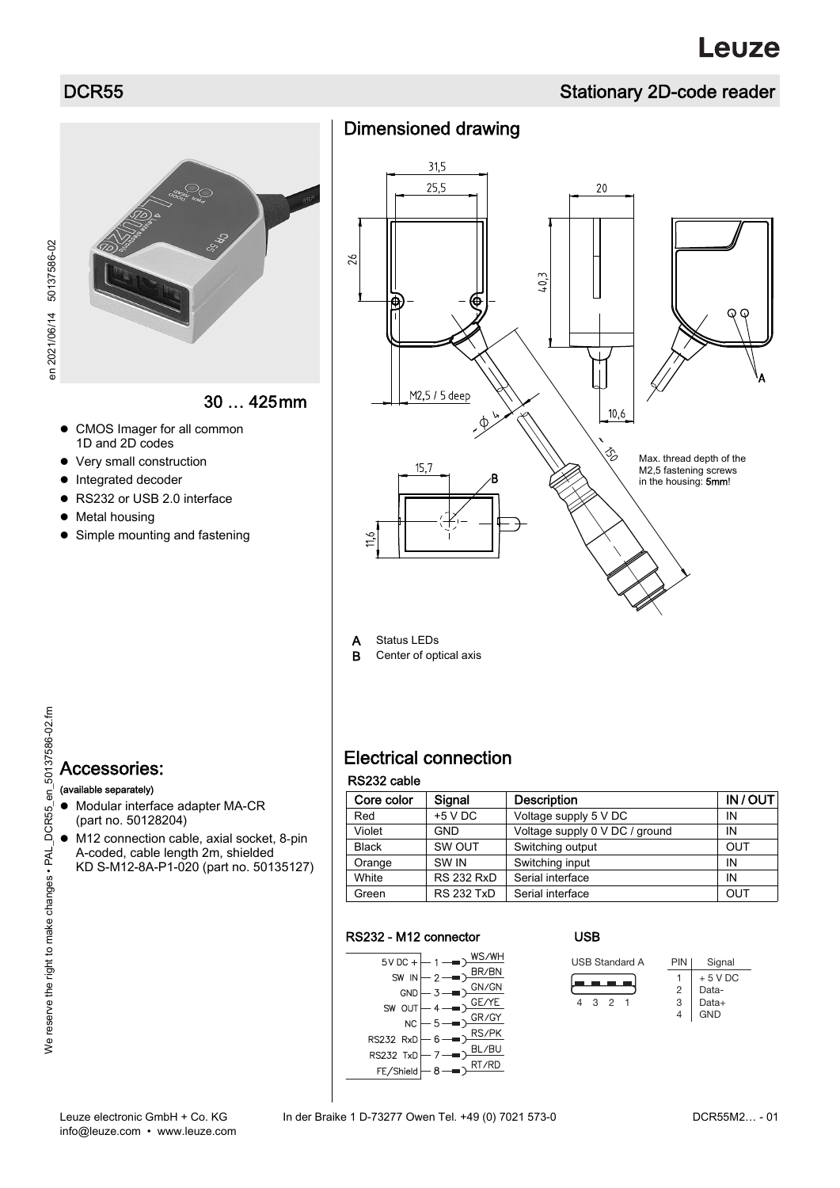# DCR55

## Stationary 2D-code reader

30 … 425 mm

- CMOS Imager for all common 1D and 2D codes
- Very small construction
- Integrated decoder
- RS232 or USB 2.0 interface
- Metal housing
- Simple mounting and fastening

## Dimensioned drawing

31,5
25,5
20
26
40,3
M2,5 / 5 deep
Ø 4
10,6
150
15,7
11,6

Max. thread depth of the M2,5 fastening screws in the housing: **5mm**!

**A** Status LEDs
**B** Center of optical axis

## Accessories:

**(available separately)**

- Modular interface adapter MA-CR (part no. 50128204)
- M12 connection cable, axial socket, 8-pin A-coded, cable length 2m, shielded KD S-M12-8A-P1-020 (part no. 50135127)

## Electrical connection

### RS232 cable

| Core color | Signal | Description | IN / OUT |
|---|---|---|---|
| Red | +5 V DC | Voltage supply 5 V DC | IN |
| Violet | GND | Voltage supply 0 V DC / ground | IN |
| Black | SW OUT | Switching output | OUT |
| Orange | SW IN | Switching input | IN |
| White | RS 232 RxD | Serial interface | IN |
| Green | RS 232 TxD | Serial interface | OUT |

### RS232 - M12 connector

| Signal | Pin | Color |
|---|---|---|
| 5 V DC + | 1 | WS/WH |
| SW IN | 2 | BR/BN |
| GND | 3 | GN/GN |
| SW OUT | 4 | GE/YE |
| NC | 5 | GR/GY |
| RS232 RxD | 6 | RS/PK |
| RS232 TxD | 7 | BL/BU |
| FE/Shield | 8 | RT/RD |

### USB

USB Standard A

4 3 2 1

| PIN | Signal |
|---|---|
| 1 | + 5 V DC |
| 2 | Data- |
| 3 | Data+ |
| 4 | GND |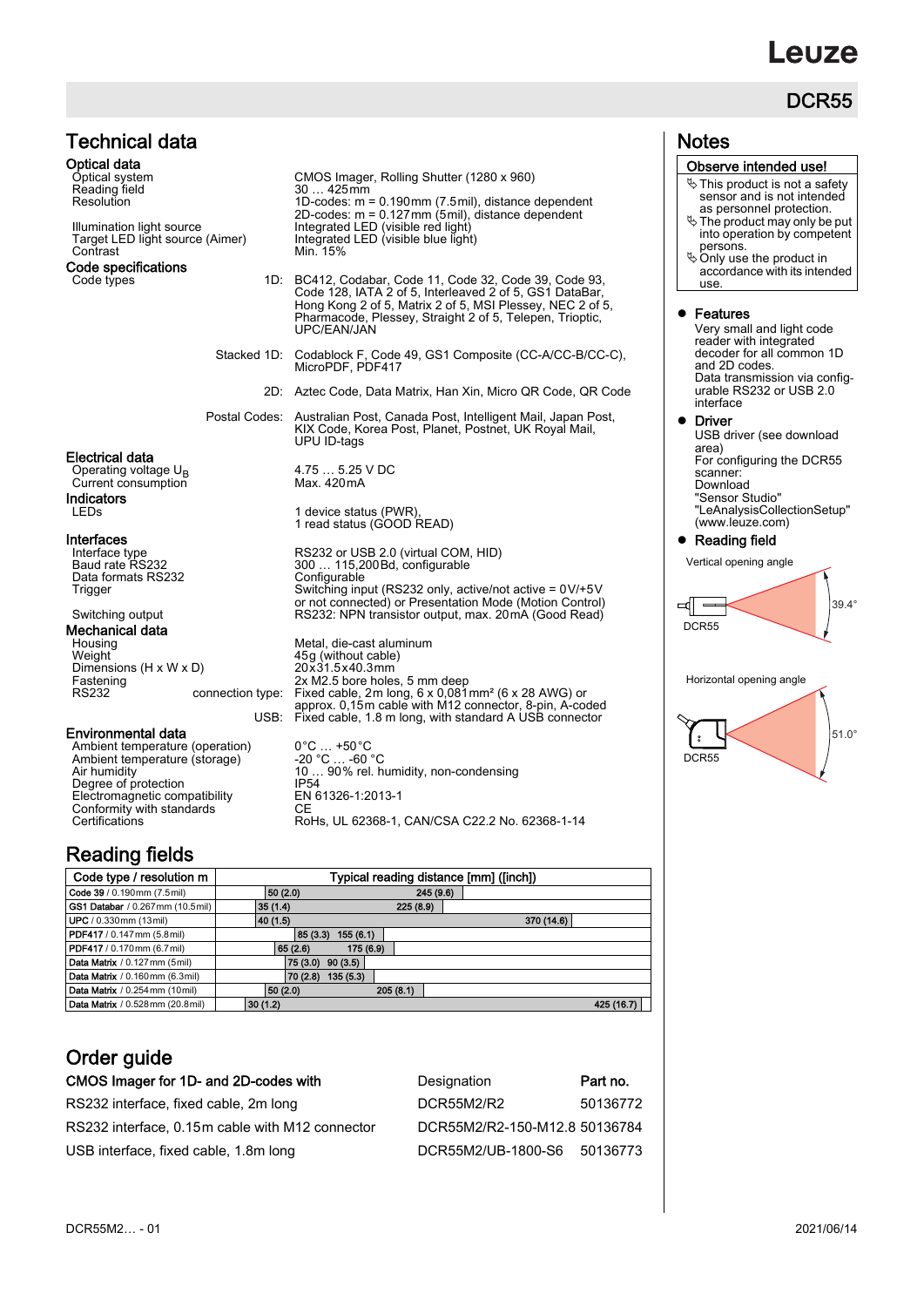# DCR55

## Technical data

### Optical data

| | |
|---|---|
| Optical system | CMOS Imager, Rolling Shutter (1280 x 960) |
| Reading field | 30 … 425 mm |
| Resolution | 1D-codes: m = 0.190 mm (7.5 mil), distance dependent<br>2D-codes: m = 0.127 mm (5 mil), distance dependent |
| Illumination light source | Integrated LED (visible red light) |
| Target LED light source (Aimer) | Integrated LED (visible blue light) |
| Contrast | Min. 15% |

### Code specifications

| | |
|---|---|
| Code types 1D: | BC412, Codabar, Code 11, Code 32, Code 39, Code 93, Code 128, IATA 2 of 5, Interleaved 2 of 5, GS1 DataBar, Hong Kong 2 of 5, Matrix 2 of 5, MSI Plessey, NEC 2 of 5, Pharmacode, Plessey, Straight 2 of 5, Telepen, Trioptic, UPC/EAN/JAN |
| Stacked 1D: | Codablock F, Code 49, GS1 Composite (CC-A/CC-B/CC-C), MicroPDF, PDF417 |
| 2D: | Aztec Code, Data Matrix, Han Xin, Micro QR Code, QR Code |
| Postal Codes: | Australian Post, Canada Post, Intelligent Mail, Japan Post, KIX Code, Korea Post, Planet, Postnet, UK Royal Mail, UPU ID-tags |

### Electrical data

| | |
|---|---|
| Operating voltage $U_B$ | 4.75 … 5.25 V DC |
| Current consumption | Max. 420 mA |

### Indicators

| | |
|---|---|
| LEDs | 1 device status (PWR),<br>1 read status (GOOD READ) |

### Interfaces

| | |
|---|---|
| Interface type | RS232 or USB 2.0 (virtual COM, HID) |
| Baud rate RS232 | 300 … 115,200 Bd, configurable |
| Data formats RS232 | Configurable |
| Trigger | Switching input (RS232 only, active/not active = 0V/+5V or not connected) or Presentation Mode (Motion Control) |
| Switching output | RS232: NPN transistor output, max. 20 mA (Good Read) |

### Mechanical data

| | |
|---|---|
| Housing | Metal, die-cast aluminum |
| Weight | 45g (without cable) |
| Dimensions (H x W x D) | 20x31.5x40.3 mm |
| Fastening | 2x M2.5 bore holes, 5 mm deep |
| RS232 connection type: | Fixed cable, 2m long, 6 x 0,081 mm² (6 x 28 AWG) or approx. 0,15 m cable with M12 connector, 8-pin, A-coded |
| USB: | Fixed cable, 1.8 m long, with standard A USB connector |

### Environmental data

| | |
|---|---|
| Ambient temperature (operation) | 0 °C … +50 °C |
| Ambient temperature (storage) | -20 °C … -60 °C |
| Air humidity | 10 … 90% rel. humidity, non-condensing |
| Degree of protection | IP54 |
| Electromagnetic compatibility | EN 61326-1:2013-1 |
| Conformity with standards | CE |
| Certifications | RoHs, UL 62368-1, CAN/CSA C22.2 No. 62368-1-14 |

## Reading fields

| Code type / resolution m | Typical reading distance [mm] ([inch]) |
|---|---|
| Code 39 / 0.190 mm (7.5 mil) | 50 (2.0) … 245 (9.6) |
| GS1 Databar / 0.267 mm (10.5 mil) | 35 (1.4) … 225 (8.9) |
| UPC / 0.330 mm (13 mil) | 40 (1.5) … 370 (14.6) |
| PDF417 / 0.147 mm (5.8 mil) | 85 (3.3) … 155 (6.1) |
| PDF417 / 0.170 mm (6.7 mil) | 65 (2.6) … 175 (6.9) |
| Data Matrix / 0.127 mm (5 mil) | 75 (3.0) … 90 (3.5) |
| Data Matrix / 0.160 mm (6.3 mil) | 70 (2.8) … 135 (5.3) |
| Data Matrix / 0.254 mm (10 mil) | 50 (2.0) … 205 (8.1) |
| Data Matrix / 0.528 mm (20.8 mil) | 30 (1.2) … 425 (16.7) |

## Order guide

| CMOS Imager for 1D- and 2D-codes with | Designation | Part no. |
|---|---|---|
| RS232 interface, fixed cable, 2m long | DCR55M2/R2 | 50136772 |
| RS232 interface, 0.15 m cable with M12 connector | DCR55M2/R2-150-M12.8 | 50136784 |
| USB interface, fixed cable, 1.8 m long | DCR55M2/UB-1800-S6 | 50136773 |

## Notes

**Observe intended use!**

- This product is not a safety sensor and is not intended as personnel protection.
- The product may only be put into operation by competent persons.
- Only use the product in accordance with its intended use.

**Features**

Very small and light code reader with integrated decoder for all common 1D and 2D codes.
Data transmission via configurable RS232 or USB 2.0 interface

**Driver**

USB driver (see download area)
For configuring the DCR55 scanner:
Download
"Sensor Studio"
"LeAnalysisCollectionSetup"
(www.leuze.com)

**Reading field**

Vertical opening angle

39.4°

DCR55

Horizontal opening angle

51.0°

DCR55